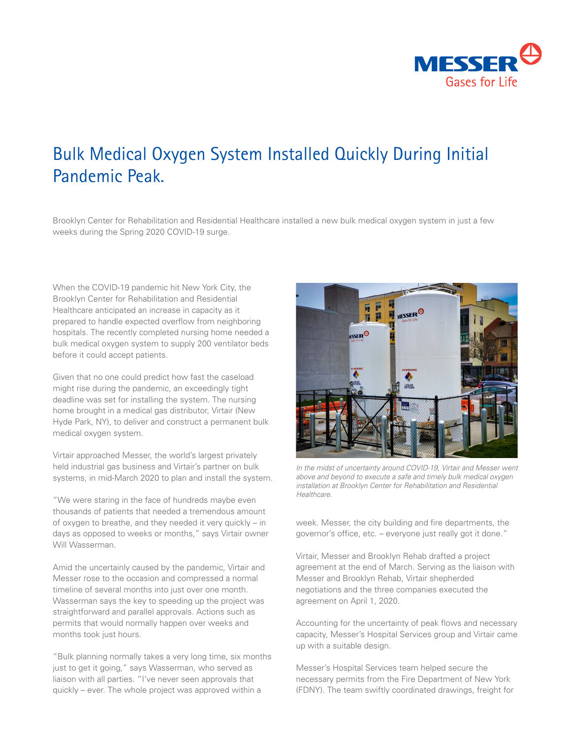# Bulk Medical Oxygen System Installed Quickly During Initial Pandemic Peak.

Brooklyn Center for Rehabilitation and Residential Healthcare installed a new bulk medical oxygen system in just a few weeks during the Spring 2020 COVID-19 surge.

When the COVID-19 pandemic hit New York City, the Brooklyn Center for Rehabilitation and Residential Healthcare anticipated an increase in capacity as it prepared to handle expected overflow from neighboring hospitals. The recently completed nursing home needed a bulk medical oxygen system to supply 200 ventilator beds before it could accept patients.

Given that no one could predict how fast the caseload might rise during the pandemic, an exceedingly tight deadline was set for installing the system. The nursing home brought in a medical gas distributor, Virtair (New Hyde Park, NY), to deliver and construct a permanent bulk medical oxygen system.

Virtair approached Messer, the world's largest privately held industrial gas business and Virtair's partner on bulk systems, in mid-March 2020 to plan and install the system.

"We were staring in the face of hundreds maybe even thousands of patients that needed a tremendous amount of oxygen to breathe, and they needed it very quickly – in days as opposed to weeks or months," says Virtair owner Will Wasserman.

Amid the uncertainly caused by the pandemic, Virtair and Messer rose to the occasion and compressed a normal timeline of several months into just over one month. Wasserman says the key to speeding up the project was straightforward and parallel approvals. Actions such as permits that would normally happen over weeks and months took just hours.

"Bulk planning normally takes a very long time, six months just to get it going," says Wasserman, who served as liaison with all parties. "I've never seen approvals that quickly – ever. The whole project was approved within a week. Messer, the city building and fire departments, the governor's office, etc. – everyone just really got it done."

*In the midst of uncertainty around COVID-19, Virtair and Messer went above and beyond to execute a safe and timely bulk medical oxygen installation at Brooklyn Center for Rehabilitation and Residential Healthcare.*

Virtair, Messer and Brooklyn Rehab drafted a project agreement at the end of March. Serving as the liaison with Messer and Brooklyn Rehab, Virtair shepherded negotiations and the three companies executed the agreement on April 1, 2020.

Accounting for the uncertainty of peak flows and necessary capacity, Messer's Hospital Services group and Virtair came up with a suitable design.

Messer's Hospital Services team helped secure the necessary permits from the Fire Department of New York (FDNY). The team swiftly coordinated drawings, freight for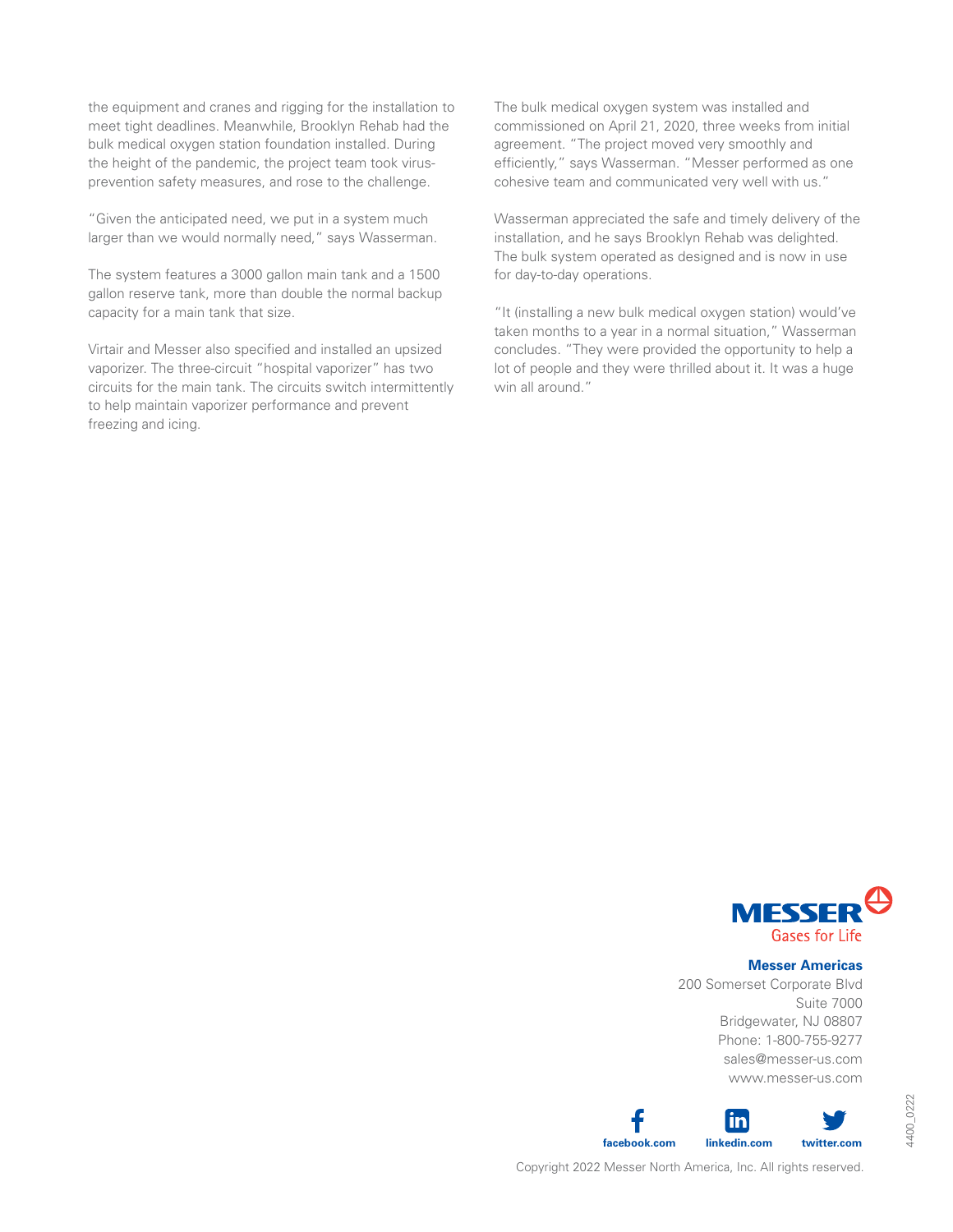the equipment and cranes and rigging for the installation to meet tight deadlines. Meanwhile, Brooklyn Rehab had the bulk medical oxygen station foundation installed. During the height of the pandemic, the project team took virus-prevention safety measures, and rose to the challenge.

"Given the anticipated need, we put in a system much larger than we would normally need," says Wasserman.

The system features a 3000 gallon main tank and a 1500 gallon reserve tank, more than double the normal backup capacity for a main tank that size.

Virtair and Messer also specified and installed an upsized vaporizer. The three-circuit "hospital vaporizer" has two circuits for the main tank. The circuits switch intermittently to help maintain vaporizer performance and prevent freezing and icing.

The bulk medical oxygen system was installed and commissioned on April 21, 2020, three weeks from initial agreement. "The project moved very smoothly and efficiently," says Wasserman. "Messer performed as one cohesive team and communicated very well with us."

Wasserman appreciated the safe and timely delivery of the installation, and he says Brooklyn Rehab was delighted. The bulk system operated as designed and is now in use for day-to-day operations.

"It (installing a new bulk medical oxygen station) would've taken months to a year in a normal situation," Wasserman concludes. "They were provided the opportunity to help a lot of people and they were thrilled about it. It was a huge win all around."

MESSER
Gases for Life

**Messer Americas**
200 Somerset Corporate Blvd
Suite 7000
Bridgewater, NJ 08807
Phone: 1-800-755-9277
sales@messer-us.com
www.messer-us.com

facebook.com linkedin.com twitter.com

4400_0222

Copyright 2022 Messer North America, Inc. All rights reserved.